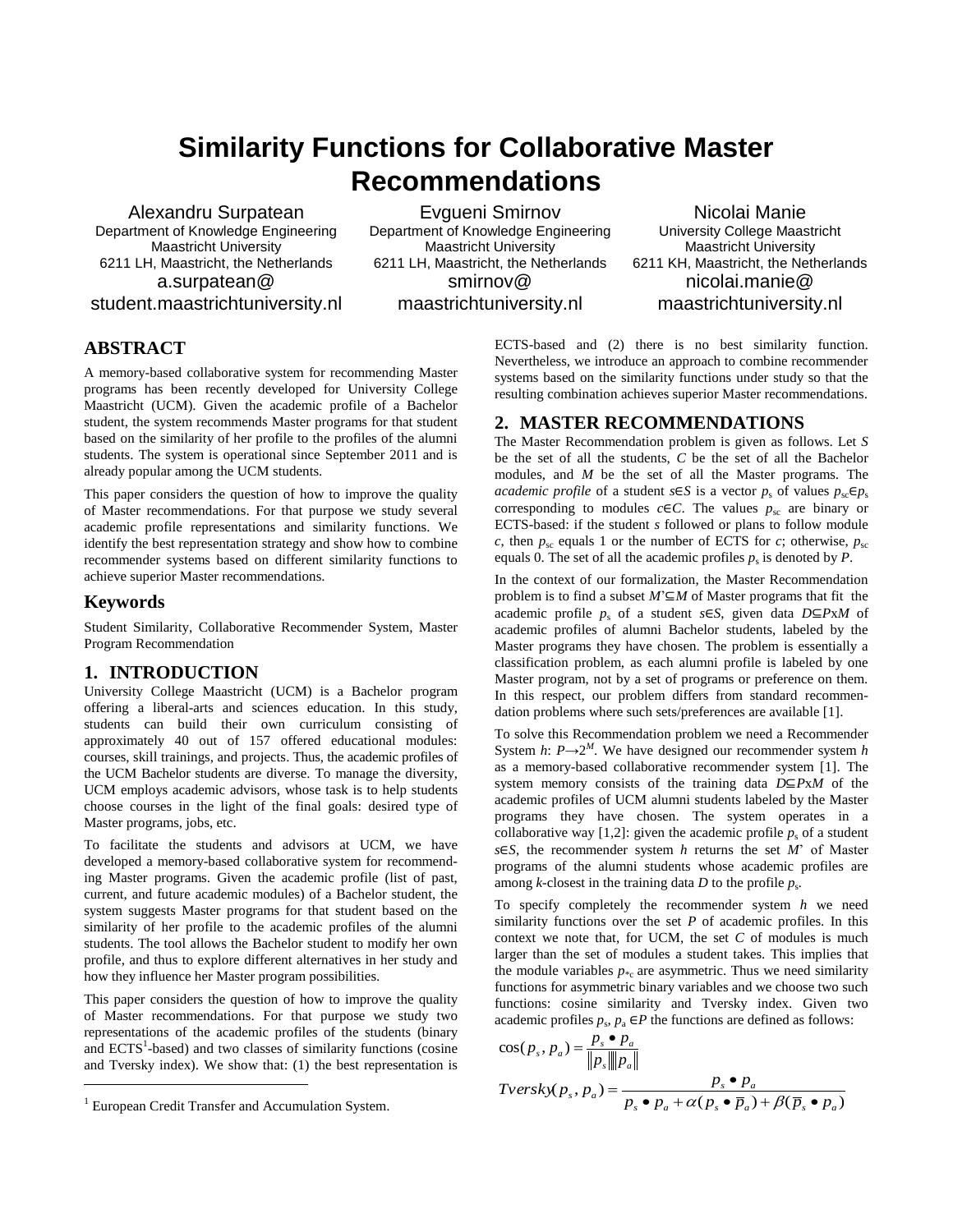# Similarity Functions for Collaborative Master Recommendations

Alexandru Surpatean
Department of Knowledge Engineering
Maastricht University
6211 LH, Maastricht, the Netherlands
a.surpatean@student.maastrichtuniversity.nl

Evgueni Smirnov
Department of Knowledge Engineering
Maastricht University
6211 LH, Maastricht, the Netherlands
smirnov@maastrichtuniversity.nl

Nicolai Manie
University College Maastricht
Maastricht University
6211 KH, Maastricht, the Netherlands
nicolai.manie@maastrichtuniversity.nl

## ABSTRACT

A memory-based collaborative system for recommending Master programs has been recently developed for University College Maastricht (UCM). Given the academic profile of a Bachelor student, the system recommends Master programs for that student based on the similarity of her profile to the profiles of the alumni students. The system is operational since September 2011 and is already popular among the UCM students.

This paper considers the question of how to improve the quality of Master recommendations. For that purpose we study several academic profile representations and similarity functions. We identify the best representation strategy and show how to combine recommender systems based on different similarity functions to achieve superior Master recommendations.

## Keywords

Student Similarity, Collaborative Recommender System, Master Program Recommendation

## 1. INTRODUCTION

University College Maastricht (UCM) is a Bachelor program offering a liberal-arts and sciences education. In this study, students can build their own curriculum consisting of approximately 40 out of 157 offered educational modules: courses, skill trainings, and projects. Thus, the academic profiles of the UCM Bachelor students are diverse. To manage the diversity, UCM employs academic advisors, whose task is to help students choose courses in the light of the final goals: desired type of Master programs, jobs, etc.

To facilitate the students and advisors at UCM, we have developed a memory-based collaborative system for recommending Master programs. Given the academic profile (list of past, current, and future academic modules) of a Bachelor student, the system suggests Master programs for that student based on the similarity of her profile to the academic profiles of the alumni students. The tool allows the Bachelor student to modify her own profile, and thus to explore different alternatives in her study and how they influence her Master program possibilities.

This paper considers the question of how to improve the quality of Master recommendations. For that purpose we study two representations of the academic profiles of the students (binary and ECTS[1]-based) and two classes of similarity functions (cosine and Tversky index). We show that: (1) the best representation is ECTS-based and (2) there is no best similarity function. Nevertheless, we introduce an approach to combine recommender systems based on the similarity functions under study so that the resulting combination achieves superior Master recommendations.

[1] European Credit Transfer and Accumulation System.

## 2. MASTER RECOMMENDATIONS

The Master Recommendation problem is given as follows. Let $S$ be the set of all the students, $C$ be the set of all the Bachelor modules, and $M$ be the set of all the Master programs. The *academic profile* of a student $s \in S$ is a vector $p_s$ of values $p_{sc} \in p_s$ corresponding to modules $c \in C$. The values $p_{sc}$ are binary or ECTS-based: if the student $s$ followed or plans to follow module $c$, then $p_{sc}$ equals 1 or the number of ECTS for $c$; otherwise, $p_{sc}$ equals 0. The set of all the academic profiles $p_s$ is denoted by $P$.

In the context of our formalization, the Master Recommendation problem is to find a subset $M' \subseteq M$ of Master programs that fit the academic profile $p_s$ of a student $s \in S$, given data $D \subseteq P \times M$ of academic profiles of alumni Bachelor students, labeled by the Master programs they have chosen. The problem is essentially a classification problem, as each alumni profile is labeled by one Master program, not by a set of programs or preference on them. In this respect, our problem differs from standard recommendation problems where such sets/preferences are available [1].

To solve this Recommendation problem we need a Recommender System $h$: $P \rightarrow 2^M$. We have designed our recommender system $h$ as a memory-based collaborative recommender system [1]. The system memory consists of the training data $D \subseteq P \times M$ of the academic profiles of UCM alumni students labeled by the Master programs they have chosen. The system operates in a collaborative way [1,2]: given the academic profile $p_s$ of a student $s \in S$, the recommender system $h$ returns the set $M'$ of Master programs of the alumni students whose academic profiles are among $k$-closest in the training data $D$ to the profile $p_s$.

To specify completely the recommender system $h$ we need similarity functions over the set $P$ of academic profiles. In this context we note that, for UCM, the set $C$ of modules is much larger than the set of modules a student takes. This implies that the module variables $p_{*c}$ are asymmetric. Thus we need similarity functions for asymmetric binary variables and we choose two such functions: cosine similarity and Tversky index. Given two academic profiles $p_s, p_a \in P$ the functions are defined as follows:

$$\cos(p_s, p_a) = \frac{p_s \bullet p_a}{\|p_s\| \|p_a\|}$$

$$Tversky(p_s, p_a) = \frac{p_s \bullet p_a}{p_s \bullet p_a + \alpha(p_s \bullet \overline{p}_a) + \beta(\overline{p}_s \bullet p_a)}$$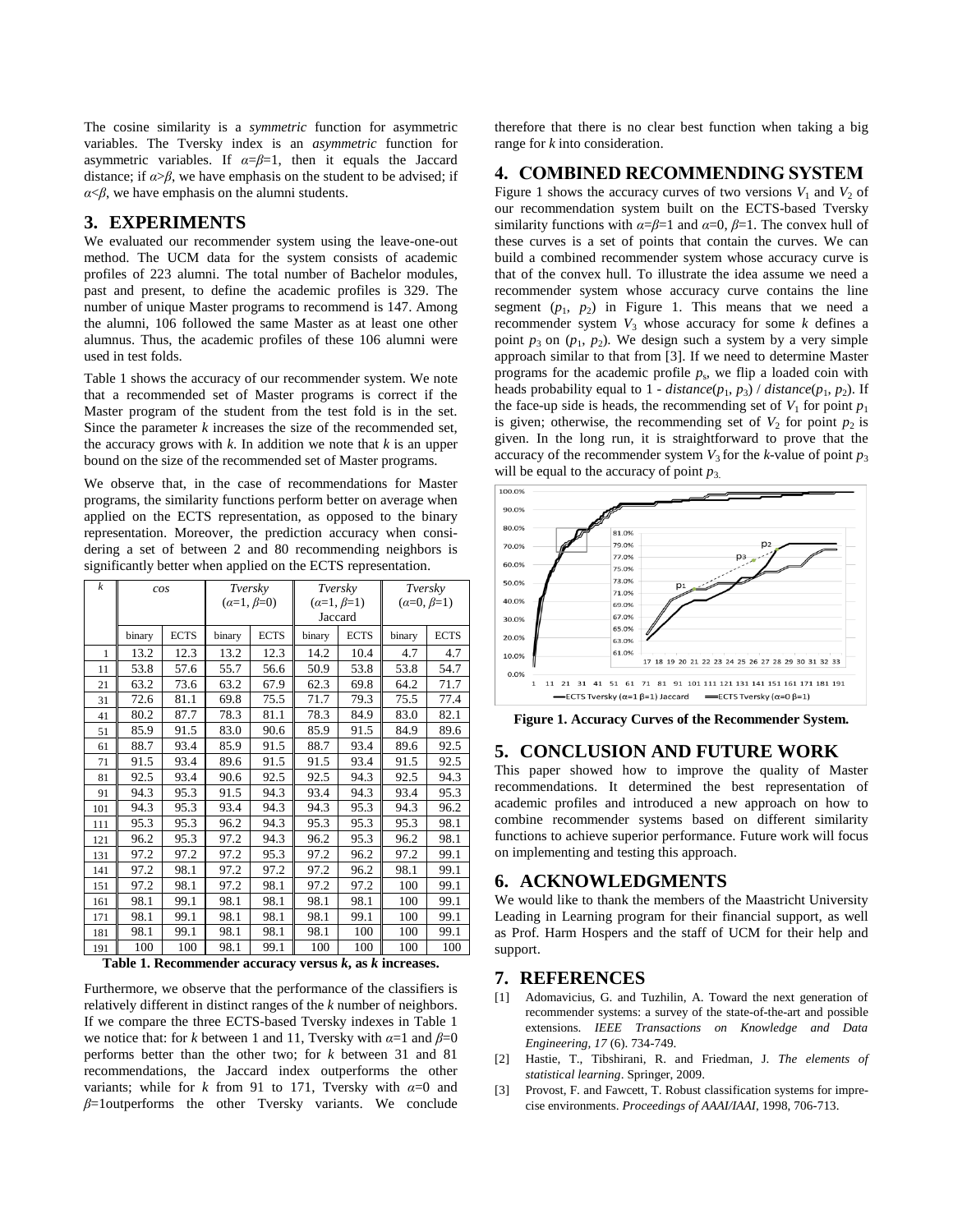The cosine similarity is a *symmetric* function for asymmetric variables. The Tversky index is an *asymmetric* function for asymmetric variables. If $\alpha=\beta=1$, then it equals the Jaccard distance; if $\alpha>\beta$, we have emphasis on the student to be advised; if $\alpha<\beta$, we have emphasis on the alumni students.

## 3. EXPERIMENTS

We evaluated our recommender system using the leave-one-out method. The UCM data for the system consists of academic profiles of 223 alumni. The total number of Bachelor modules, past and present, to define the academic profiles is 329. The number of unique Master programs to recommend is 147. Among the alumni, 106 followed the same Master as at least one other alumnus. Thus, the academic profiles of these 106 alumni were used in test folds.

Table 1 shows the accuracy of our recommender system. We note that a recommended set of Master programs is correct if the Master program of the student from the test fold is in the set. Since the parameter $k$ increases the size of the recommended set, the accuracy grows with $k$. In addition we note that $k$ is an upper bound on the size of the recommended set of Master programs.

We observe that, in the case of recommendations for Master programs, the similarity functions perform better on average when applied on the ECTS representation, as opposed to the binary representation. Moreover, the prediction accuracy when considering a set of between 2 and 80 recommending neighbors is significantly better when applied on the ECTS representation.

| $k$ | *cos* | | *Tversky* ($\alpha$=1, $\beta$=0) | | *Tversky* ($\alpha$=1, $\beta$=1) Jaccard | | *Tversky* ($\alpha$=0, $\beta$=1) | |
|---|---|---|---|---|---|---|---|---|
| | binary | ECTS | binary | ECTS | binary | ECTS | binary | ECTS |
| 1 | 13.2 | 12.3 | 13.2 | 12.3 | 14.2 | 10.4 | 4.7 | 4.7 |
| 11 | 53.8 | 57.6 | 55.7 | 56.6 | 50.9 | 53.8 | 53.8 | 54.7 |
| 21 | 63.2 | 73.6 | 63.2 | 67.9 | 62.3 | 69.8 | 64.2 | 71.7 |
| 31 | 72.6 | 81.1 | 69.8 | 75.5 | 71.7 | 79.3 | 75.5 | 77.4 |
| 41 | 80.2 | 87.7 | 78.3 | 81.1 | 78.3 | 84.9 | 83.0 | 82.1 |
| 51 | 85.9 | 91.5 | 83.0 | 90.6 | 85.9 | 91.5 | 84.9 | 89.6 |
| 61 | 88.7 | 93.4 | 85.9 | 91.5 | 88.7 | 93.4 | 89.6 | 92.5 |
| 71 | 91.5 | 93.4 | 89.6 | 91.5 | 91.5 | 93.4 | 91.5 | 92.5 |
| 81 | 92.5 | 93.4 | 90.6 | 92.5 | 92.5 | 94.3 | 92.5 | 94.3 |
| 91 | 94.3 | 95.3 | 91.5 | 94.3 | 93.4 | 94.3 | 93.4 | 95.3 |
| 101 | 94.3 | 95.3 | 93.4 | 94.3 | 94.3 | 95.3 | 94.3 | 96.2 |
| 111 | 95.3 | 95.3 | 96.2 | 94.3 | 95.3 | 95.3 | 95.3 | 98.1 |
| 121 | 96.2 | 95.3 | 97.2 | 94.3 | 96.2 | 95.3 | 96.2 | 98.1 |
| 131 | 97.2 | 97.2 | 97.2 | 95.3 | 97.2 | 96.2 | 97.2 | 99.1 |
| 141 | 97.2 | 98.1 | 97.2 | 97.2 | 97.2 | 96.2 | 98.1 | 99.1 |
| 151 | 97.2 | 98.1 | 97.2 | 98.1 | 97.2 | 97.2 | 100 | 99.1 |
| 161 | 98.1 | 99.1 | 98.1 | 98.1 | 98.1 | 98.1 | 100 | 99.1 |
| 171 | 98.1 | 99.1 | 98.1 | 98.1 | 98.1 | 99.1 | 100 | 99.1 |
| 181 | 98.1 | 99.1 | 98.1 | 98.1 | 98.1 | 100 | 100 | 99.1 |
| 191 | 100 | 100 | 98.1 | 99.1 | 100 | 100 | 100 | 100 |

**Table 1. Recommender accuracy versus $k$, as $k$ increases.**

Furthermore, we observe that the performance of the classifiers is relatively different in distinct ranges of the $k$ number of neighbors. If we compare the three ECTS-based Tversky indexes in Table 1 we notice that: for $k$ between 1 and 11, Tversky with $\alpha$=1 and $\beta$=0 performs better than the other two; for $k$ between 31 and 81 recommendations, the Jaccard index outperforms the other variants; while for $k$ from 91 to 171, Tversky with $\alpha$=0 and $\beta$=1outperforms the other Tversky variants. We conclude therefore that there is no clear best function when taking a big range for $k$ into consideration.

## 4. COMBINED RECOMMENDING SYSTEM

Figure 1 shows the accuracy curves of two versions $V_1$ and $V_2$ of our recommendation system built on the ECTS-based Tversky similarity functions with $\alpha=\beta=1$ and $\alpha=0$, $\beta=1$. The convex hull of these curves is a set of points that contain the curves. We can build a combined recommender system whose accuracy curve is that of the convex hull. To illustrate the idea assume we need a recommender system whose accuracy curve contains the line segment ($p_1$, $p_2$) in Figure 1. This means that we need a recommender system $V_3$ whose accuracy for some $k$ defines a point $p_3$ on ($p_1$, $p_2$). We design such a system by a very simple approach similar to that from [3]. If we need to determine Master programs for the academic profile $p_s$, we flip a loaded coin with heads probability equal to 1 - *distance*($p_1$, $p_3$) / *distance*($p_1$, $p_2$). If the face-up side is heads, the recommending set of $V_1$ for point $p_1$ is given; otherwise, the recommending set of $V_2$ for point $p_2$ is given. In the long run, it is straightforward to prove that the accuracy of the recommender system $V_3$ for the $k$-value of point $p_3$ will be equal to the accuracy of point $p_3$.

100.0%
90.0%
80.0%
70.0%
60.0%
50.0%
40.0%
30.0%
20.0%
10.0%
0.0%
1 11 21 31 41 51 61 71 81 91 101 111 121 131 141 151 161 171 181 191
81.0% 79.0% 77.0% 75.0% 73.0% 71.0% 69.0% 67.0% 65.0% 63.0% 61.0%
17 18 19 20 21 22 23 24 25 26 27 28 29 30 31 32 33
p1 p2 p3
ECTS Tversky (α=1 β=1) Jaccard
ECTS Tversky (α=0 β=1)

**Figure 1. Accuracy Curves of the Recommender System.**

## 5. CONCLUSION AND FUTURE WORK

This paper showed how to improve the quality of Master recommendations. It determined the best representation of academic profiles and introduced a new approach on how to combine recommender systems based on different similarity functions to achieve superior performance. Future work will focus on implementing and testing this approach.

## 6. ACKNOWLEDGMENTS

We would like to thank the members of the Maastricht University Leading in Learning program for their financial support, as well as Prof. Harm Hospers and the staff of UCM for their help and support.

## 7. REFERENCES

[1] Adomavicius, G. and Tuzhilin, A. Toward the next generation of recommender systems: a survey of the state-of-the-art and possible extensions. *IEEE Transactions on Knowledge and Data Engineering, 17* (6). 734-749.

[2] Hastie, T., Tibshirani, R. and Friedman, J. *The elements of statistical learning*. Springer, 2009.

[3] Provost, F. and Fawcett, T. Robust classification systems for imprecise environments. *Proceedings of AAAI/IAAI*, 1998, 706-713.